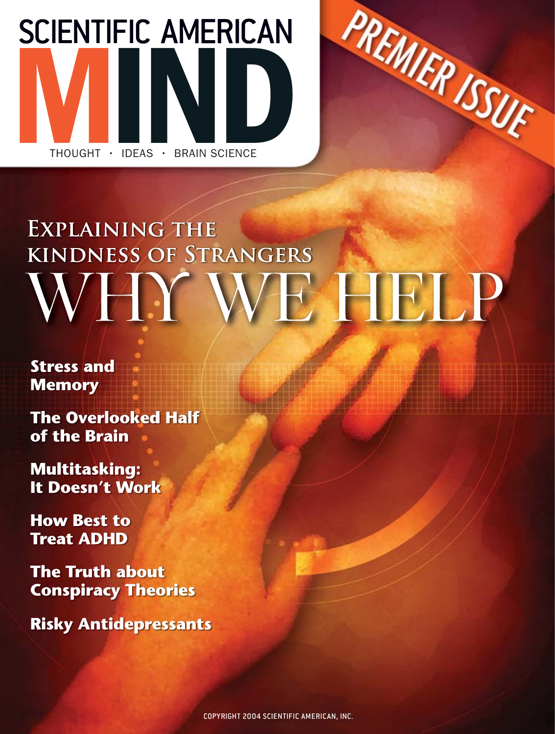# SCIENTIFIC AMERICAN MIND

THOUGHT · IDEAS · BRAIN SCIENCE

PREMIER ISSUE

## Explaining the kindness of Strangers

# WHY WE HELP

**Stress and Memory**

**The Overlooked Half of the Brain**

**Multitasking: It Doesn't Work**

**How Best to Treat ADHD**

**The Truth about Conspiracy Theories**

**Risky Antidepressants**

COPYRIGHT 2004 SCIENTIFIC AMERICAN, INC.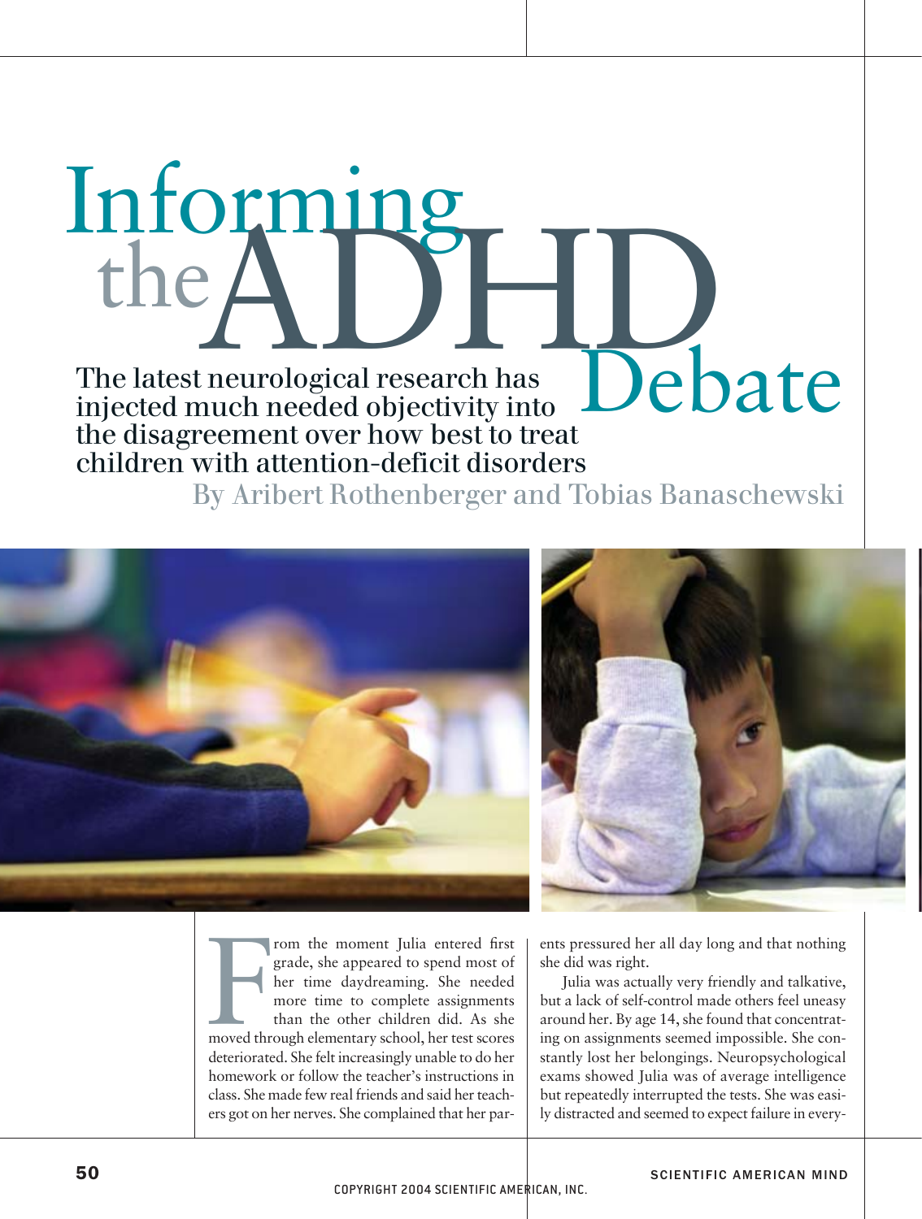# Informing the ADHD Debate

## The latest neurological research has injected much needed objectivity into the disagreement over how best to treat children with attention-deficit disorders

By Aribert Rothenberger and Tobias Banaschewski

From the moment Julia entered first grade, she appeared to spend most of her time daydreaming. She needed more time to complete assignments than the other children did. As she moved through elementary school, her test scores deteriorated. She felt increasingly unable to do her homework or follow the teacher's instructions in class. She made few real friends and said her teachers got on her nerves. She complained that her parents pressured her all day long and that nothing she did was right.

Julia was actually very friendly and talkative, but a lack of self-control made others feel uneasy around her. By age 14, she found that concentrating on assignments seemed impossible. She constantly lost her belongings. Neuropsychological exams showed Julia was of average intelligence but repeatedly interrupted the tests. She was easily distracted and seemed to expect failure in every-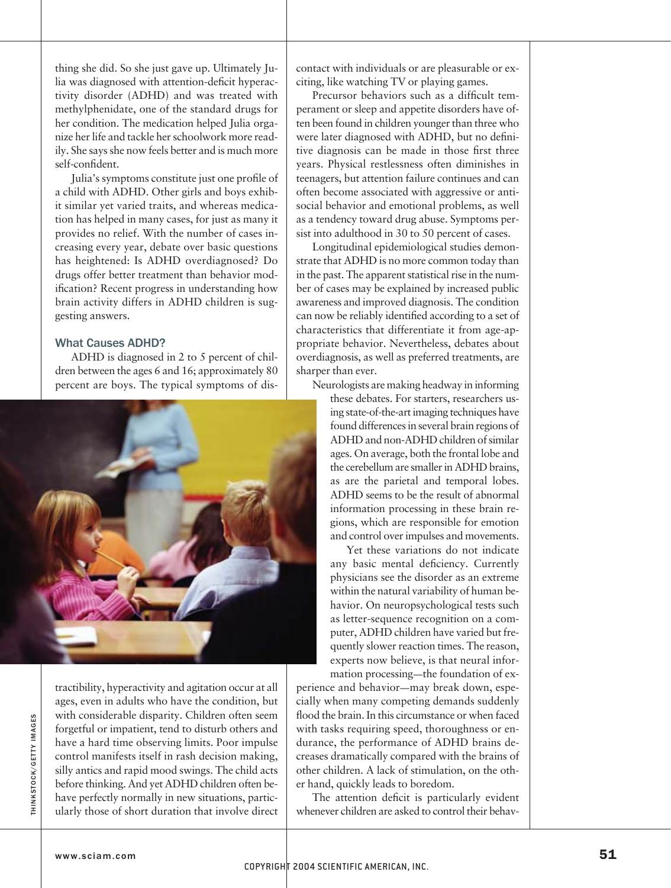thing she did. So she just gave up. Ultimately Julia was diagnosed with attention-deficit hyperactivity disorder (ADHD) and was treated with methylphenidate, one of the standard drugs for her condition. The medication helped Julia organize her life and tackle her schoolwork more readily. She says she now feels better and is much more self-confident.

Julia's symptoms constitute just one profile of a child with ADHD. Other girls and boys exhibit similar yet varied traits, and whereas medication has helped in many cases, for just as many it provides no relief. With the number of cases increasing every year, debate over basic questions has heightened: Is ADHD overdiagnosed? Do drugs offer better treatment than behavior modification? Recent progress in understanding how brain activity differs in ADHD children is suggesting answers.

### What Causes ADHD?

ADHD is diagnosed in 2 to 5 percent of children between the ages 6 and 16; approximately 80 percent are boys. The typical symptoms of distractibility, hyperactivity and agitation occur at all ages, even in adults who have the condition, but with considerable disparity. Children often seem forgetful or impatient, tend to disturb others and have a hard time observing limits. Poor impulse control manifests itself in rash decision making, silly antics and rapid mood swings. The child acts before thinking. And yet ADHD children often behave perfectly normally in new situations, particularly those of short duration that involve direct contact with individuals or are pleasurable or exciting, like watching TV or playing games.

Precursor behaviors such as a difficult temperament or sleep and appetite disorders have often been found in children younger than three who were later diagnosed with ADHD, but no definitive diagnosis can be made in those first three years. Physical restlessness often diminishes in teenagers, but attention failure continues and can often become associated with aggressive or antisocial behavior and emotional problems, as well as a tendency toward drug abuse. Symptoms persist into adulthood in 30 to 50 percent of cases.

Longitudinal epidemiological studies demonstrate that ADHD is no more common today than in the past. The apparent statistical rise in the number of cases may be explained by increased public awareness and improved diagnosis. The condition can now be reliably identified according to a set of characteristics that differentiate it from age-appropriate behavior. Nevertheless, debates about overdiagnosis, as well as preferred treatments, are sharper than ever.

Neurologists are making headway in informing these debates. For starters, researchers using state-of-the-art imaging techniques have found differences in several brain regions of ADHD and non-ADHD children of similar ages. On average, both the frontal lobe and the cerebellum are smaller in ADHD brains, as are the parietal and temporal lobes. ADHD seems to be the result of abnormal information processing in these brain regions, which are responsible for emotion and control over impulses and movements.

Yet these variations do not indicate any basic mental deficiency. Currently physicians see the disorder as an extreme within the natural variability of human behavior. On neuropsychological tests such as letter-sequence recognition on a computer, ADHD children have varied but frequently slower reaction times. The reason, experts now believe, is that neural information processing—the foundation of experience and behavior—may break down, especially when many competing demands suddenly flood the brain. In this circumstance or when faced with tasks requiring speed, thoroughness or endurance, the performance of ADHD brains decreases dramatically compared with the brains of other children. A lack of stimulation, on the other hand, quickly leads to boredom.

The attention deficit is particularly evident whenever children are asked to control their behav-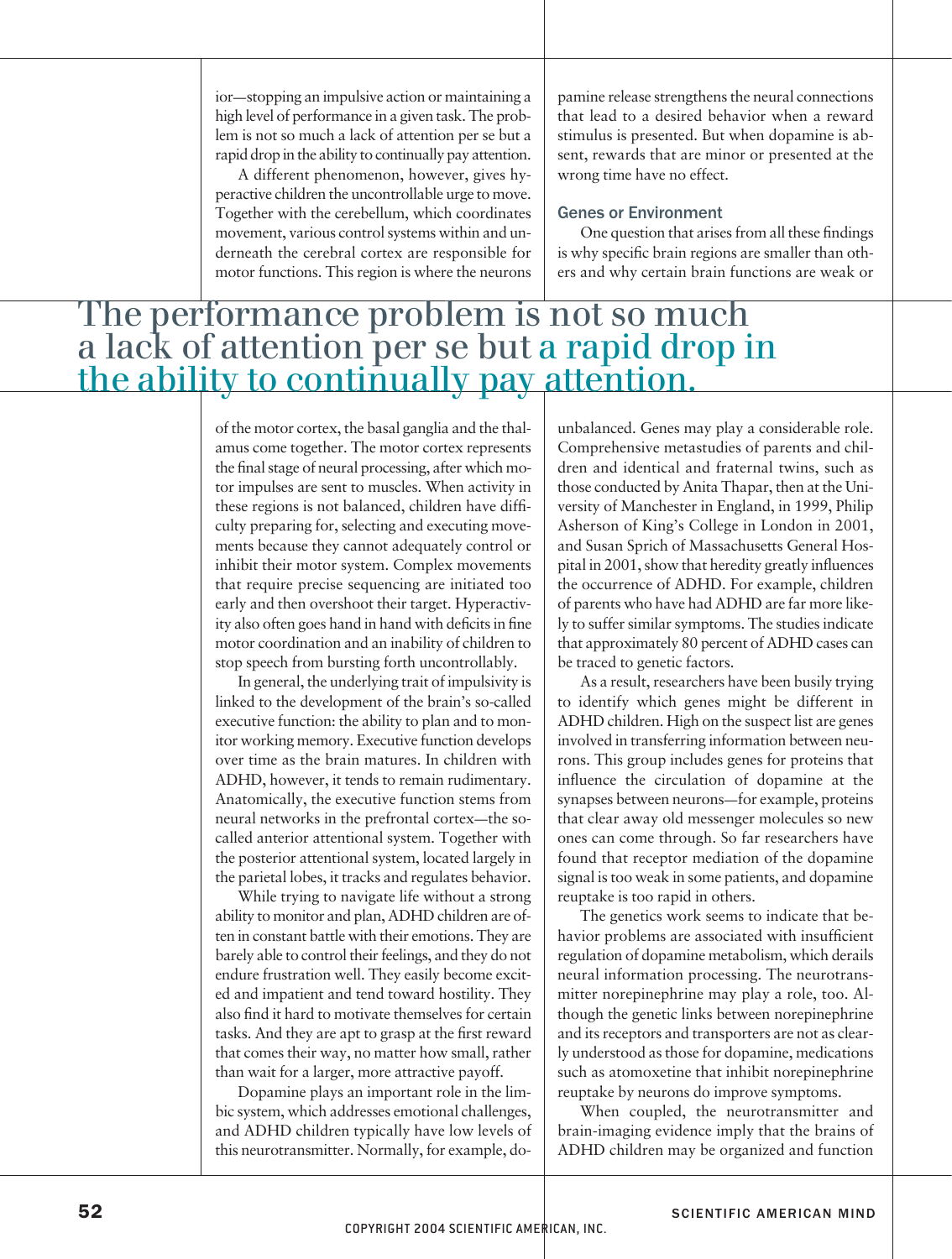ior—stopping an impulsive action or maintaining a high level of performance in a given task. The problem is not so much a lack of attention per se but a rapid drop in the ability to continually pay attention.

A different phenomenon, however, gives hyperactive children the uncontrollable urge to move. Together with the cerebellum, which coordinates movement, various control systems within and underneath the cerebral cortex are responsible for motor functions. This region is where the neurons of the motor cortex, the basal ganglia and the thalamus come together. The motor cortex represents the final stage of neural processing, after which motor impulses are sent to muscles. When activity in these regions is not balanced, children have difficulty preparing for, selecting and executing movements because they cannot adequately control or inhibit their motor system. Complex movements that require precise sequencing are initiated too early and then overshoot their target. Hyperactivity also often goes hand in hand with deficits in fine motor coordination and an inability of children to stop speech from bursting forth uncontrollably.

In general, the underlying trait of impulsivity is linked to the development of the brain's so-called executive function: the ability to plan and to monitor working memory. Executive function develops over time as the brain matures. In children with ADHD, however, it tends to remain rudimentary. Anatomically, the executive function stems from neural networks in the prefrontal cortex—the so-called anterior attentional system. Together with the posterior attentional system, located largely in the parietal lobes, it tracks and regulates behavior.

While trying to navigate life without a strong ability to monitor and plan, ADHD children are often in constant battle with their emotions. They are barely able to control their feelings, and they do not endure frustration well. They easily become excited and impatient and tend toward hostility. They also find it hard to motivate themselves for certain tasks. And they are apt to grasp at the first reward that comes their way, no matter how small, rather than wait for a larger, more attractive payoff.

Dopamine plays an important role in the limbic system, which addresses emotional challenges, and ADHD children typically have low levels of this neurotransmitter. Normally, for example, dopamine release strengthens the neural connections that lead to a desired behavior when a reward stimulus is presented. But when dopamine is absent, rewards that are minor or presented at the wrong time have no effect.

> The performance problem is not so much a lack of attention per se but a rapid drop in the ability to continually pay attention.

## Genes or Environment

One question that arises from all these findings is why specific brain regions are smaller than others and why certain brain functions are weak or unbalanced. Genes may play a considerable role. Comprehensive metastudies of parents and children and identical and fraternal twins, such as those conducted by Anita Thapar, then at the University of Manchester in England, in 1999, Philip Asherson of King's College in London in 2001, and Susan Sprich of Massachusetts General Hospital in 2001, show that heredity greatly influences the occurrence of ADHD. For example, children of parents who have had ADHD are far more likely to suffer similar symptoms. The studies indicate that approximately 80 percent of ADHD cases can be traced to genetic factors.

As a result, researchers have been busily trying to identify which genes might be different in ADHD children. High on the suspect list are genes involved in transferring information between neurons. This group includes genes for proteins that influence the circulation of dopamine at the synapses between neurons—for example, proteins that clear away old messenger molecules so new ones can come through. So far researchers have found that receptor mediation of the dopamine signal is too weak in some patients, and dopamine reuptake is too rapid in others.

The genetics work seems to indicate that behavior problems are associated with insufficient regulation of dopamine metabolism, which derails neural information processing. The neurotransmitter norepinephrine may play a role, too. Although the genetic links between norepinephrine and its receptors and transporters are not as clearly understood as those for dopamine, medications such as atomoxetine that inhibit norepinephrine reuptake by neurons do improve symptoms.

When coupled, the neurotransmitter and brain-imaging evidence imply that the brains of ADHD children may be organized and function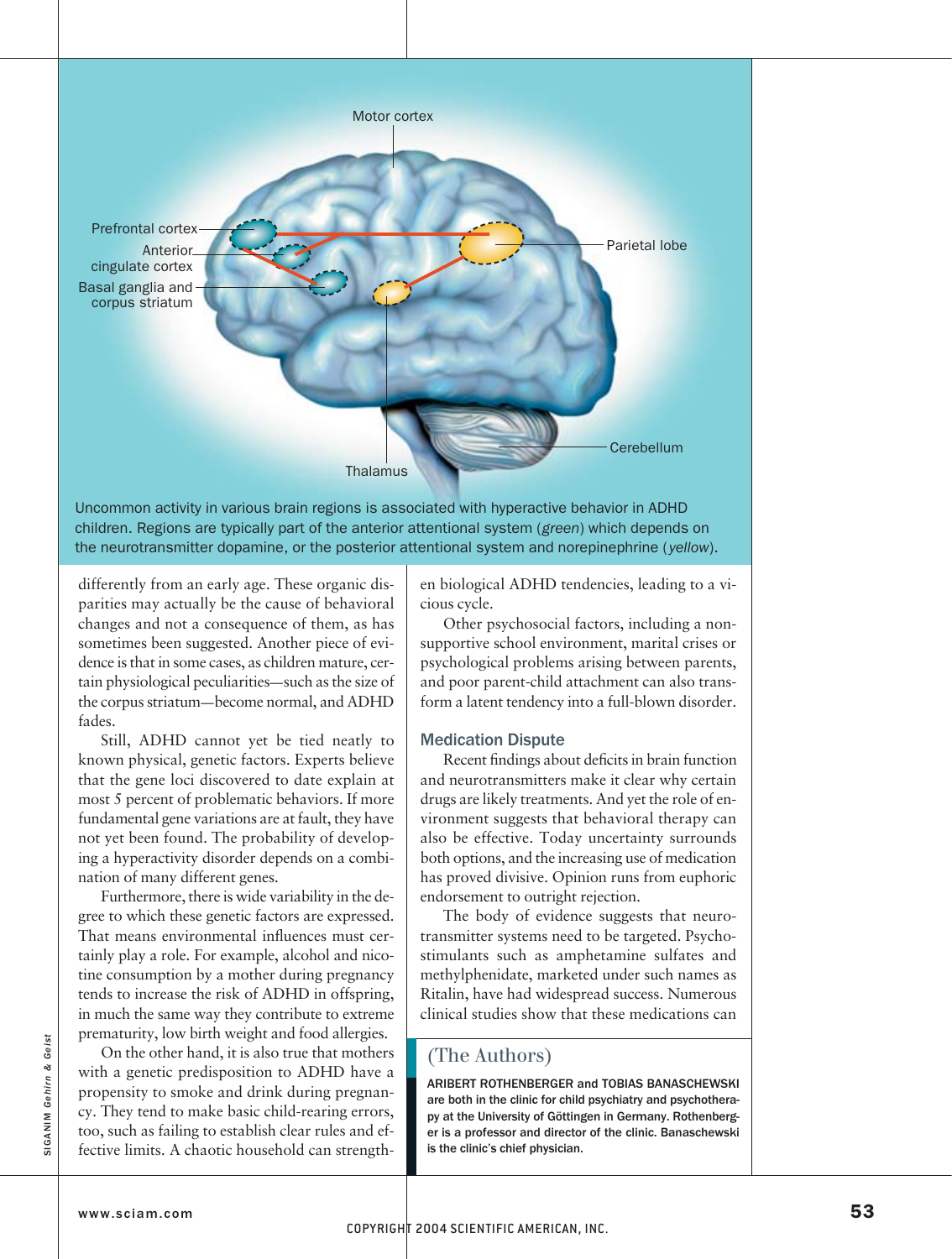Motor cortex

Prefrontal cortex

Anterior cingulate cortex

Basal ganglia and corpus striatum

Parietal lobe

Thalamus

Cerebellum

Uncommon activity in various brain regions is associated with hyperactive behavior in ADHD children. Regions are typically part of the anterior attentional system (*green*) which depends on the neurotransmitter dopamine, or the posterior attentional system and norepinephrine (*yellow*).

SIGANIM *Gehirn & Geist*

differently from an early age. These organic disparities may actually be the cause of behavioral changes and not a consequence of them, as has sometimes been suggested. Another piece of evidence is that in some cases, as children mature, certain physiological peculiarities—such as the size of the corpus striatum—become normal, and ADHD fades.

Still, ADHD cannot yet be tied neatly to known physical, genetic factors. Experts believe that the gene loci discovered to date explain at most 5 percent of problematic behaviors. If more fundamental gene variations are at fault, they have not yet been found. The probability of developing a hyperactivity disorder depends on a combination of many different genes.

Furthermore, there is wide variability in the degree to which these genetic factors are expressed. That means environmental influences must certainly play a role. For example, alcohol and nicotine consumption by a mother during pregnancy tends to increase the risk of ADHD in offspring, in much the same way they contribute to extreme prematurity, low birth weight and food allergies.

On the other hand, it is also true that mothers with a genetic predisposition to ADHD have a propensity to smoke and drink during pregnancy. They tend to make basic child-rearing errors, too, such as failing to establish clear rules and effective limits. A chaotic household can strengthen biological ADHD tendencies, leading to a vicious cycle.

Other psychosocial factors, including a nonsupportive school environment, marital crises or psychological problems arising between parents, and poor parent-child attachment can also transform a latent tendency into a full-blown disorder.

## Medication Dispute

Recent findings about deficits in brain function and neurotransmitters make it clear why certain drugs are likely treatments. And yet the role of environment suggests that behavioral therapy can also be effective. Today uncertainty surrounds both options, and the increasing use of medication has proved divisive. Opinion runs from euphoric endorsement to outright rejection.

The body of evidence suggests that neurotransmitter systems need to be targeted. Psychostimulants such as amphetamine sulfates and methylphenidate, marketed under such names as Ritalin, have had widespread success. Numerous clinical studies show that these medications can

## (The Authors)

**ARIBERT ROTHENBERGER and TOBIAS BANASCHEWSKI are both in the clinic for child psychiatry and psychotherapy at the University of Göttingen in Germany. Rothenberger is a professor and director of the clinic. Banaschewski is the clinic's chief physician.**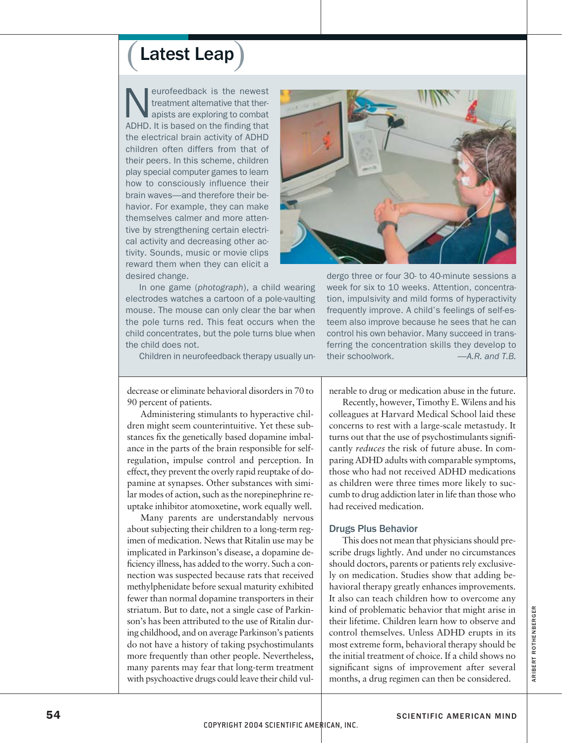## Latest Leap

Neurofeedback is the newest treatment alternative that therapists are exploring to combat ADHD. It is based on the finding that the electrical brain activity of ADHD children often differs from that of their peers. In this scheme, children play special computer games to learn how to consciously influence their brain waves—and therefore their behavior. For example, they can make themselves calmer and more attentive by strengthening certain electrical activity and decreasing other activity. Sounds, music or movie clips reward them when they can elicit a desired change.

In one game (*photograph*), a child wearing electrodes watches a cartoon of a pole-vaulting mouse. The mouse can only clear the bar when the pole turns red. This feat occurs when the child concentrates, but the pole turns blue when the child does not.

Children in neurofeedback therapy usually undergo three or four 30- to 40-minute sessions a week for six to 10 weeks. Attention, concentration, impulsivity and mild forms of hyperactivity frequently improve. A child's feelings of self-esteem also improve because he sees that he can control his own behavior. Many succeed in transferring the concentration skills they develop to their schoolwork. *—A.R. and T.B.*

---

decrease or eliminate behavioral disorders in 70 to 90 percent of patients.

Administering stimulants to hyperactive children might seem counterintuitive. Yet these substances fix the genetically based dopamine imbalance in the parts of the brain responsible for self-regulation, impulse control and perception. In effect, they prevent the overly rapid reuptake of dopamine at synapses. Other substances with similar modes of action, such as the norepinephrine reuptake inhibitor atomoxetine, work equally well.

Many parents are understandably nervous about subjecting their children to a long-term regimen of medication. News that Ritalin use may be implicated in Parkinson's disease, a dopamine deficiency illness, has added to the worry. Such a connection was suspected because rats that received methylphenidate before sexual maturity exhibited fewer than normal dopamine transporters in their striatum. But to date, not a single case of Parkinson's has been attributed to the use of Ritalin during childhood, and on average Parkinson's patients do not have a history of taking psychostimulants more frequently than other people. Nevertheless, many parents may fear that long-term treatment with psychoactive drugs could leave their child vulnerable to drug or medication abuse in the future.

Recently, however, Timothy E. Wilens and his colleagues at Harvard Medical School laid these concerns to rest with a large-scale metastudy. It turns out that the use of psychostimulants significantly *reduces* the risk of future abuse. In comparing ADHD adults with comparable symptoms, those who had not received ADHD medications as children were three times more likely to succumb to drug addiction later in life than those who had received medication.

### Drugs Plus Behavior

This does not mean that physicians should prescribe drugs lightly. And under no circumstances should doctors, parents or patients rely exclusively on medication. Studies show that adding behavioral therapy greatly enhances improvements. It also can teach children how to overcome any kind of problematic behavior that might arise in their lifetime. Children learn how to observe and control themselves. Unless ADHD erupts in its most extreme form, behavioral therapy should be the initial treatment of choice. If a child shows no significant signs of improvement after several months, a drug regimen can then be considered.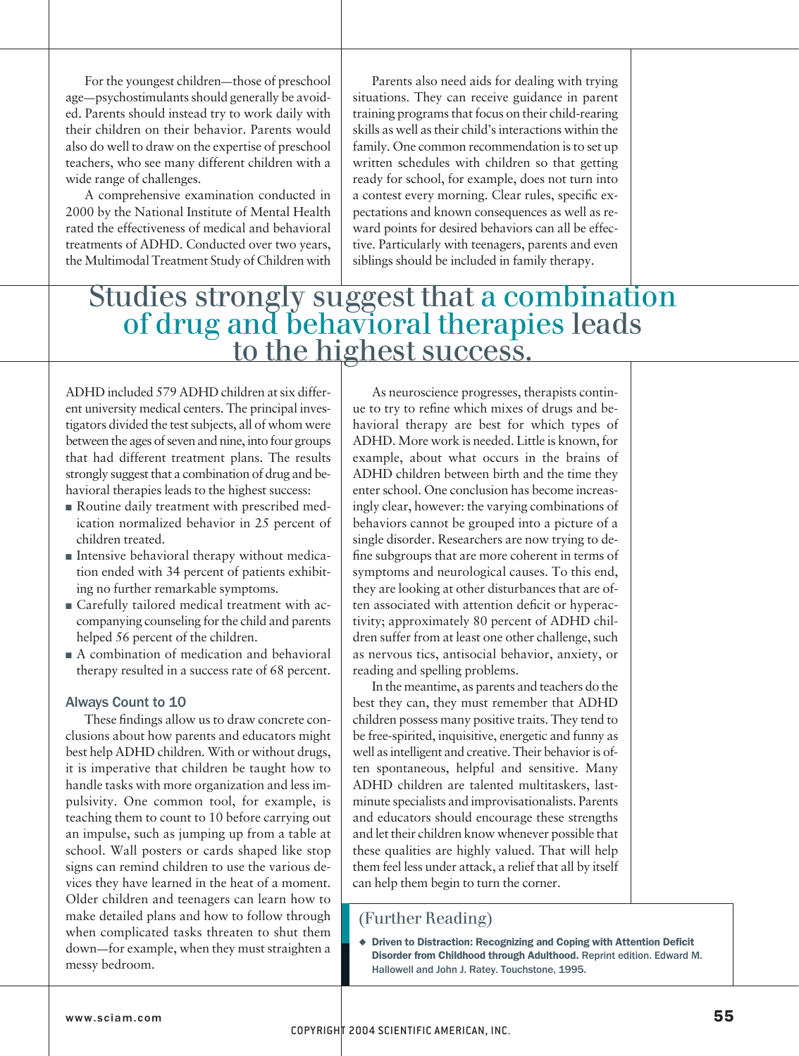For the youngest children—those of preschool age—psychostimulants should generally be avoided. Parents should instead try to work daily with their children on their behavior. Parents would also do well to draw on the expertise of preschool teachers, who see many different children with a wide range of challenges.

A comprehensive examination conducted in 2000 by the National Institute of Mental Health rated the effectiveness of medical and behavioral treatments of ADHD. Conducted over two years, the Multimodal Treatment Study of Children with ADHD included 579 ADHD children at six different university medical centers. The principal investigators divided the test subjects, all of whom were between the ages of seven and nine, into four groups that had different treatment plans. The results strongly suggest that a combination of drug and behavioral therapies leads to the highest success:

- Routine daily treatment with prescribed medication normalized behavior in 25 percent of children treated.
- Intensive behavioral therapy without medication ended with 34 percent of patients exhibiting no further remarkable symptoms.
- Carefully tailored medical treatment with accompanying counseling for the child and parents helped 56 percent of the children.
- A combination of medication and behavioral therapy resulted in a success rate of 68 percent.

## Always Count to 10

These findings allow us to draw concrete conclusions about how parents and educators might best help ADHD children. With or without drugs, it is imperative that children be taught how to handle tasks with more organization and less impulsivity. One common tool, for example, is teaching them to count to 10 before carrying out an impulse, such as jumping up from a table at school. Wall posters or cards shaped like stop signs can remind children to use the various devices they have learned in the heat of a moment. Older children and teenagers can learn how to make detailed plans and how to follow through when complicated tasks threaten to shut them down—for example, when they must straighten a messy bedroom.

Parents also need aids for dealing with trying situations. They can receive guidance in parent training programs that focus on their child-rearing skills as well as their child's interactions within the family. One common recommendation is to set up written schedules with children so that getting ready for school, for example, does not turn into a contest every morning. Clear rules, specific expectations and known consequences as well as reward points for desired behaviors can all be effective. Particularly with teenagers, parents and even siblings should be included in family therapy.

**Studies strongly suggest that a combination of drug and behavioral therapies leads to the highest success.**

As neuroscience progresses, therapists continue to try to refine which mixes of drugs and behavioral therapy are best for which types of ADHD. More work is needed. Little is known, for example, about what occurs in the brains of ADHD children between birth and the time they enter school. One conclusion has become increasingly clear, however: the varying combinations of behaviors cannot be grouped into a picture of a single disorder. Researchers are now trying to define subgroups that are more coherent in terms of symptoms and neurological causes. To this end, they are looking at other disturbances that are often associated with attention deficit or hyperactivity; approximately 80 percent of ADHD children suffer from at least one other challenge, such as nervous tics, antisocial behavior, anxiety, or reading and spelling problems.

In the meantime, as parents and teachers do the best they can, they must remember that ADHD children possess many positive traits. They tend to be free-spirited, inquisitive, energetic and funny as well as intelligent and creative. Their behavior is often spontaneous, helpful and sensitive. Many ADHD children are talented multitaskers, last-minute specialists and improvisationalists. Parents and educators should encourage these strengths and let their children know whenever possible that these qualities are highly valued. That will help them feel less under attack, a relief that all by itself can help them begin to turn the corner.

## (Further Reading)

- **Driven to Distraction: Recognizing and Coping with Attention Deficit Disorder from Childhood through Adulthood.** Reprint edition. Edward M. Hallowell and John J. Ratey. Touchstone, 1995.